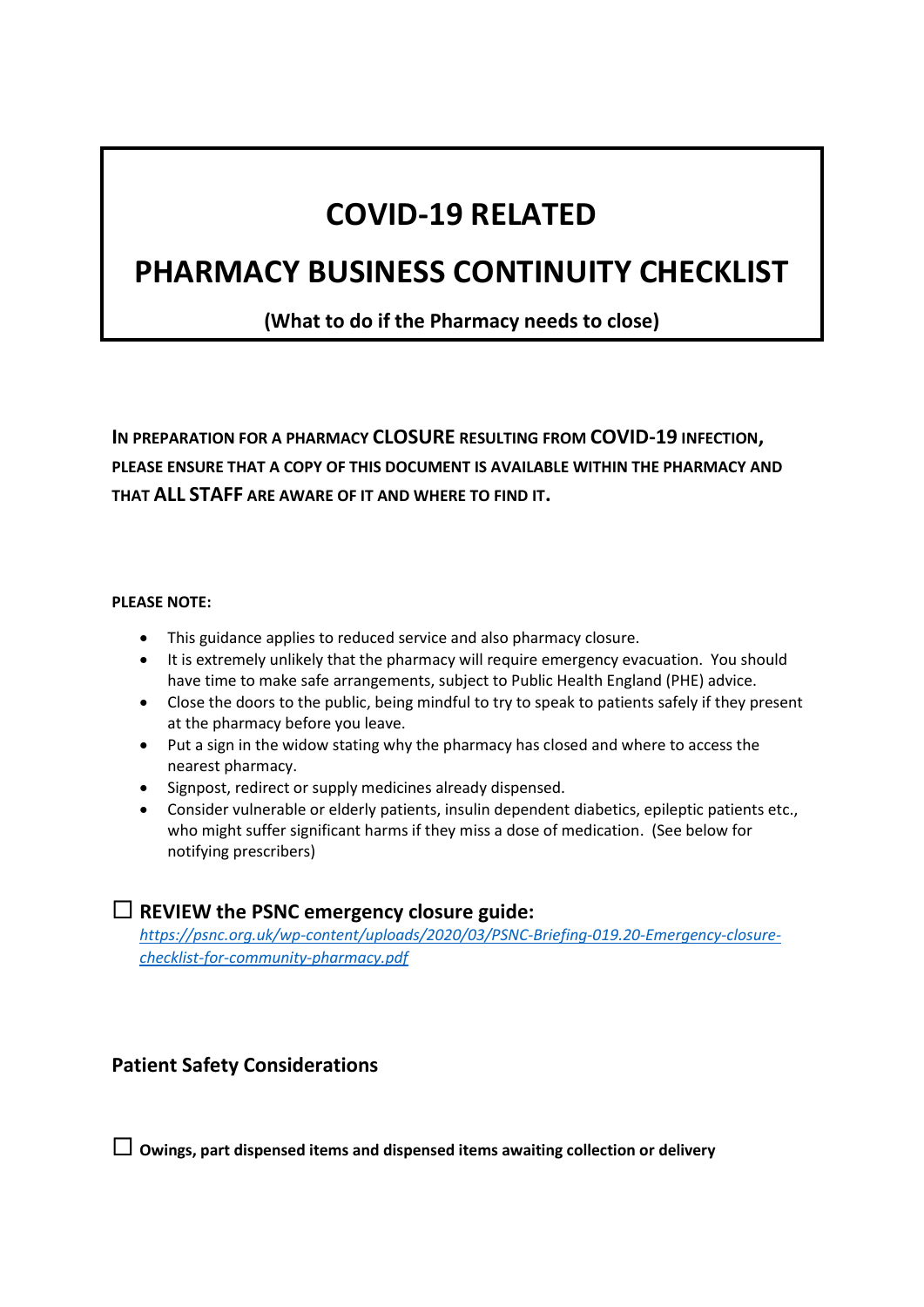# COVID-19 RELATED

# PHARMACY BUSINESS CONTINUITY CHECKLIST

**(What to do if the Pharmacy needs to close)**

**IN PREPARATION FOR A PHARMACY CLOSURE RESULTING FROM COVID-19 INFECTION, PLEASE ENSURE THAT A COPY OF THIS DOCUMENT IS AVAILABLE WITHIN THE PHARMACY AND THAT ALL STAFF ARE AWARE OF IT AND WHERE TO FIND IT.**

**PLEASE NOTE:**

- This guidance applies to reduced service and also pharmacy closure.
- It is extremely unlikely that the pharmacy will require emergency evacuation. You should have time to make safe arrangements, subject to Public Health England (PHE) advice.
- Close the doors to the public, being mindful to try to speak to patients safely if they present at the pharmacy before you leave.
- Put a sign in the widow stating why the pharmacy has closed and where to access the nearest pharmacy.
- Signpost, redirect or supply medicines already dispensed.
- Consider vulnerable or elderly patients, insulin dependent diabetics, epileptic patients etc., who might suffer significant harms if they miss a dose of medication. (See below for notifying prescribers)

☐ **REVIEW the PSNC emergency closure guide:**
*https://psnc.org.uk/wp-content/uploads/2020/03/PSNC-Briefing-019.20-Emergency-closure-checklist-for-community-pharmacy.pdf*

## Patient Safety Considerations

☐ **Owings, part dispensed items and dispensed items awaiting collection or delivery**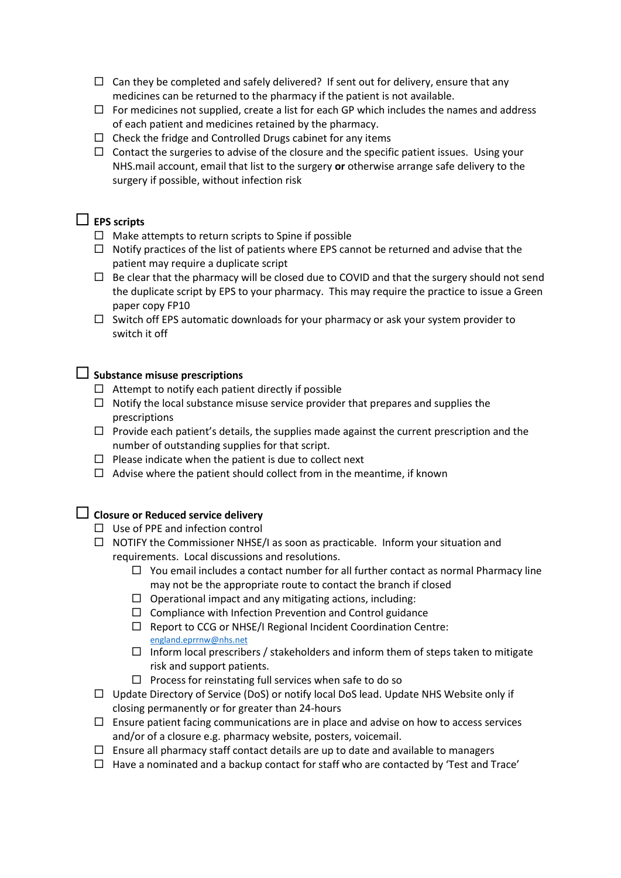- ☐ Can they be completed and safely delivered? If sent out for delivery, ensure that any medicines can be returned to the pharmacy if the patient is not available.
- ☐ For medicines not supplied, create a list for each GP which includes the names and address of each patient and medicines retained by the pharmacy.
- ☐ Check the fridge and Controlled Drugs cabinet for any items
- ☐ Contact the surgeries to advise of the closure and the specific patient issues. Using your NHS.mail account, email that list to the surgery **or** otherwise arrange safe delivery to the surgery if possible, without infection risk

☐ **EPS scripts**

- ☐ Make attempts to return scripts to Spine if possible
- ☐ Notify practices of the list of patients where EPS cannot be returned and advise that the patient may require a duplicate script
- ☐ Be clear that the pharmacy will be closed due to COVID and that the surgery should not send the duplicate script by EPS to your pharmacy. This may require the practice to issue a Green paper copy FP10
- ☐ Switch off EPS automatic downloads for your pharmacy or ask your system provider to switch it off

☐ **Substance misuse prescriptions**

- ☐ Attempt to notify each patient directly if possible
- ☐ Notify the local substance misuse service provider that prepares and supplies the prescriptions
- ☐ Provide each patient's details, the supplies made against the current prescription and the number of outstanding supplies for that script.
- ☐ Please indicate when the patient is due to collect next
- ☐ Advise where the patient should collect from in the meantime, if known

☐ **Closure or Reduced service delivery**

- ☐ Use of PPE and infection control
- ☐ NOTIFY the Commissioner NHSE/I as soon as practicable. Inform your situation and requirements. Local discussions and resolutions.
  - ☐ You email includes a contact number for all further contact as normal Pharmacy line may not be the appropriate route to contact the branch if closed
  - ☐ Operational impact and any mitigating actions, including:
  - ☐ Compliance with Infection Prevention and Control guidance
  - ☐ Report to CCG or NHSE/I Regional Incident Coordination Centre: england.eprrnw@nhs.net
  - ☐ Inform local prescribers / stakeholders and inform them of steps taken to mitigate risk and support patients.
  - ☐ Process for reinstating full services when safe to do so
- ☐ Update Directory of Service (DoS) or notify local DoS lead. Update NHS Website only if closing permanently or for greater than 24-hours
- ☐ Ensure patient facing communications are in place and advise on how to access services and/or of a closure e.g. pharmacy website, posters, voicemail.
- ☐ Ensure all pharmacy staff contact details are up to date and available to managers
- ☐ Have a nominated and a backup contact for staff who are contacted by 'Test and Trace'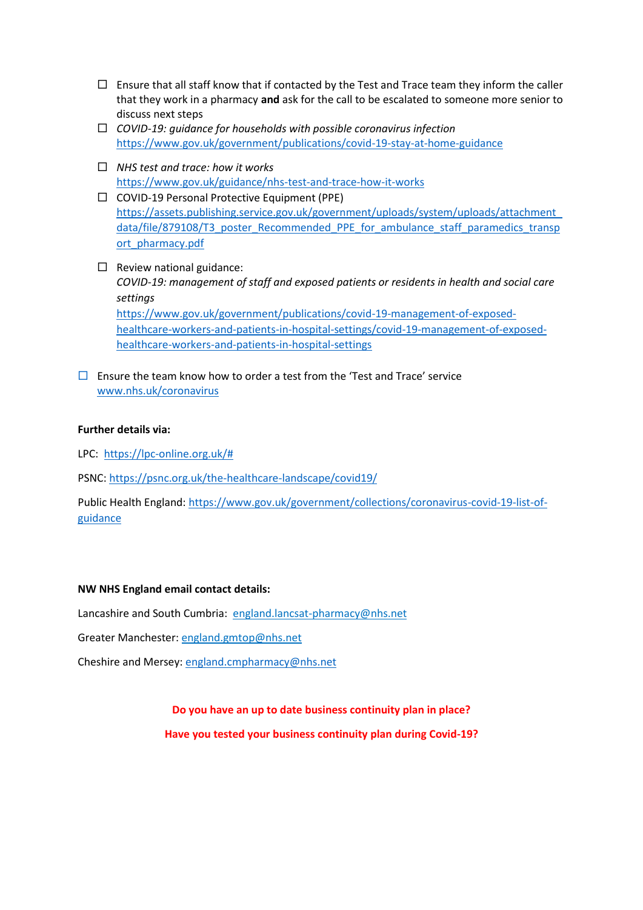- ☐ Ensure that all staff know that if contacted by the Test and Trace team they inform the caller that they work in a pharmacy **and** ask for the call to be escalated to someone more senior to discuss next steps
- ☐ *COVID-19: guidance for households with possible coronavirus infection*
  https://www.gov.uk/government/publications/covid-19-stay-at-home-guidance
- ☐ *NHS test and trace: how it works*
  https://www.gov.uk/guidance/nhs-test-and-trace-how-it-works
- ☐ COVID-19 Personal Protective Equipment (PPE)
  https://assets.publishing.service.gov.uk/government/uploads/system/uploads/attachment_data/file/879108/T3_poster_Recommended_PPE_for_ambulance_staff_paramedics_transport_pharmacy.pdf
- ☐ Review national guidance:
  *COVID-19: management of staff and exposed patients or residents in health and social care settings*
  https://www.gov.uk/government/publications/covid-19-management-of-exposed-healthcare-workers-and-patients-in-hospital-settings/covid-19-management-of-exposed-healthcare-workers-and-patients-in-hospital-settings

- ☐ Ensure the team know how to order a test from the 'Test and Trace' service
  www.nhs.uk/coronavirus

**Further details via:**

LPC: https://lpc-online.org.uk/#

PSNC: https://psnc.org.uk/the-healthcare-landscape/covid19/

Public Health England: https://www.gov.uk/government/collections/coronavirus-covid-19-list-of-guidance

**NW NHS England email contact details:**

Lancashire and South Cumbria: england.lancsat-pharmacy@nhs.net

Greater Manchester: england.gmtop@nhs.net

Cheshire and Mersey: england.cmpharmacy@nhs.net

**Do you have an up to date business continuity plan in place?**

**Have you tested your business continuity plan during Covid-19?**